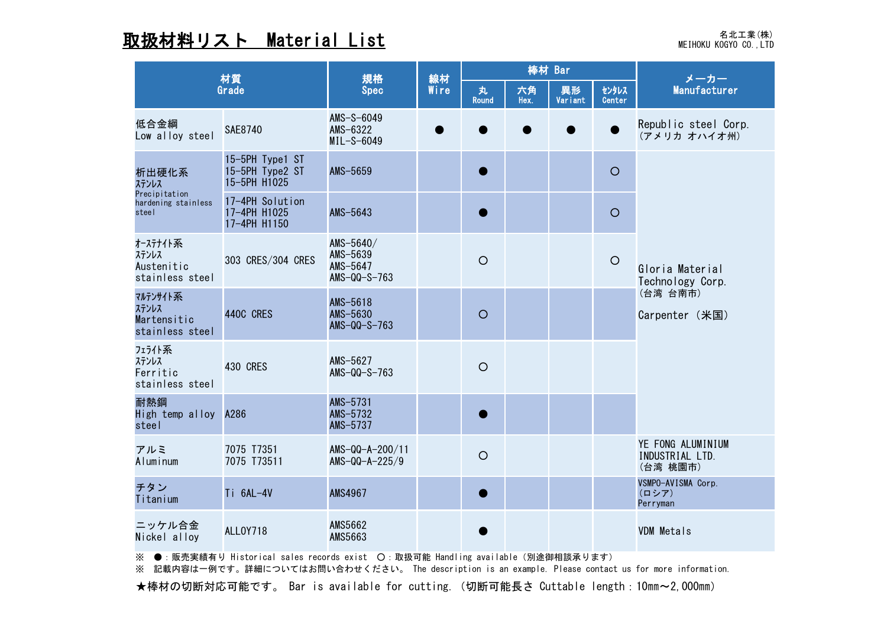# 取扱材料リスト　Material List

名北工業(株)
MEIHOKU KOGYO CO.,LTD

| 材質 Grade | | 規格 Spec | 線材 Wire | 棒材 Bar | | | | メーカー Manufacturer |
|---|---|---|---|---|---|---|---|---|
| | | | | 丸 Round | 六角 Hex. | 異形 Variant | ｾﾝﾀﾚｽ Center | |
| 低合金綱 Low alloy steel | SAE8740 | AMS-S-6049<br>AMS-6322<br>MIL-S-6049 | ● | ● | ● | ● | ● | Republic steel Corp.<br>(アメリカ オハイオ州) |
| 析出硬化系ｽﾃﾝﾚｽ Precipitation hardening stainless steel | 15-5PH Type1 ST<br>15-5PH Type2 ST<br>15-5PH H1025 | AMS-5659 | | ● | | | ○ | Gloria Material Technology Corp.<br>(台湾 台南市)<br><br>Carpenter (米国) |
| | 17-4PH Solution<br>17-4PH H1025<br>17-4PH H1150 | AMS-5643 | | ● | | | ○ | |
| ｵｰｽﾃﾅｲﾄ系ｽﾃﾝﾚｽ Austenitic stainless steel | 303 CRES/304 CRES | AMS-5640/<br>AMS-5639<br>AMS-5647<br>AMS-QQ-S-763 | | ○ | | | ○ | |
| ﾏﾙﾃﾝｻｲﾄ系ｽﾃﾝﾚｽ Martensitic stainless steel | 440C CRES | AMS-5618<br>AMS-5630<br>AMS-QQ-S-763 | | ○ | | | | |
| ﾌｪﾗｲﾄ系ｽﾃﾝﾚｽ Ferritic stainless steel | 430 CRES | AMS-5627<br>AMS-QQ-S-763 | | ○ | | | | |
| 耐熱鋼 High temp alloy steel | A286 | AMS-5731<br>AMS-5732<br>AMS-5737 | | ● | | | | |
| アルミ Aluminum | 7075 T7351<br>7075 T73511 | AMS-QQ-A-200/11<br>AMS-QQ-A-225/9 | | ○ | | | | YE FONG ALUMINIUM INDUSTRIAL LTD.<br>(台湾 桃園市) |
| チタン Titanium | Ti 6AL-4V | AMS4967 | | ● | | | | VSMPO-AVISMA Corp.<br>(ロシア)<br>Perryman |
| ニッケル合金 Nickel alloy | ALLOY718 | AMS5662<br>AMS5663 | | ● | | | | VDM Metals |

※　●：販売実績有り Historical sales records exist　○：取扱可能 Handling available（別途御相談承ります）

※　記載内容は一例です。詳細についてはお問い合わせください。 The description is an example. Please contact us for more information.

★棒材の切断対応可能です。 Bar is available for cutting. (切断可能長さ Cuttable length：10mm～2,000mm)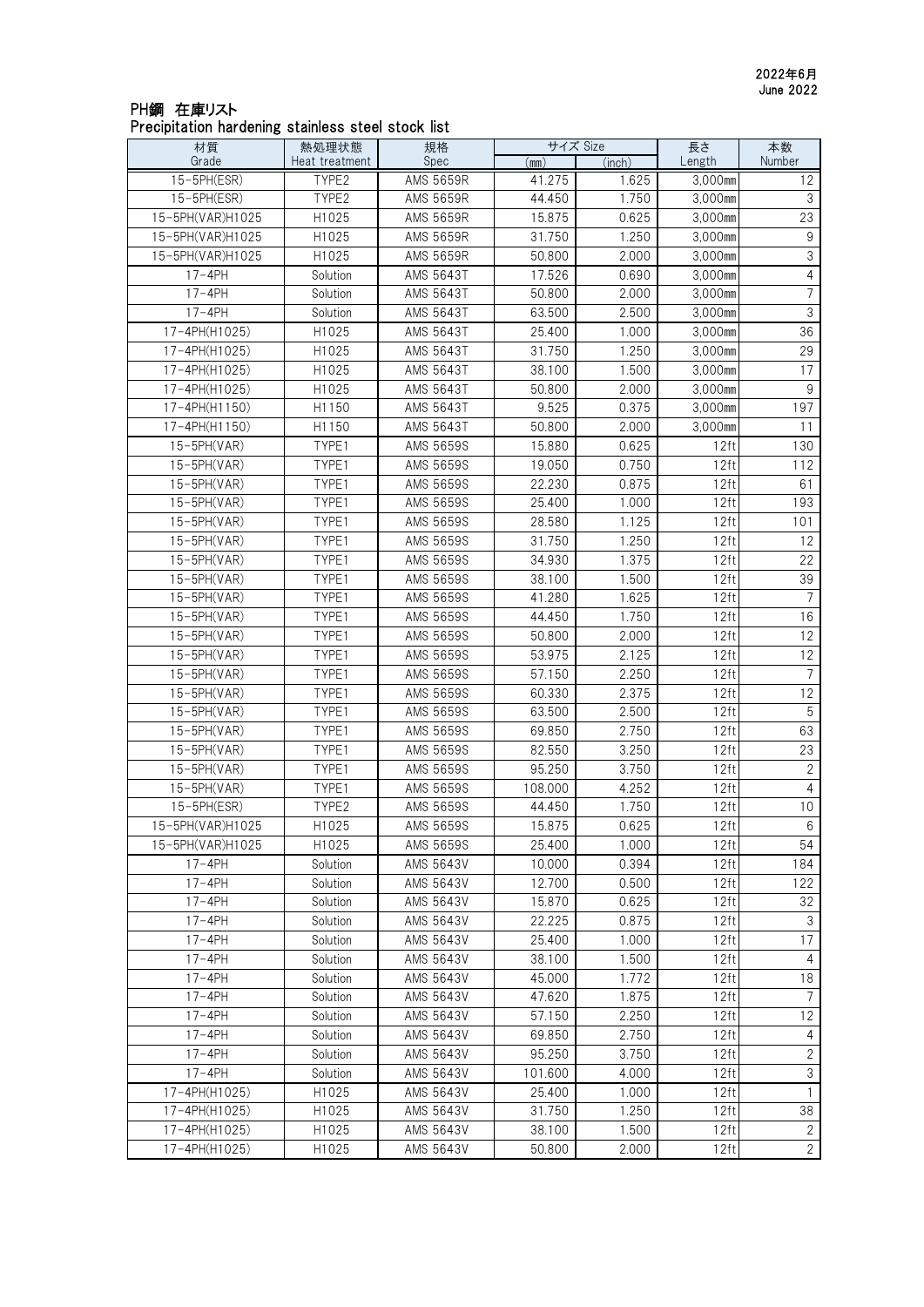2022年6月
June 2022

## PH鋼 在庫リスト
## Precipitation hardening stainless steel stock list

| 材質<br>Grade | 熱処理状態<br>Heat treatment | 規格<br>Spec | サイズ Size | | 長さ<br>Length | 本数<br>Number |
|---|---|---|---|---|---|---|
| | | | (mm) | (inch) | | |
| 15-5PH(ESR) | TYPE2 | AMS 5659R | 41.275 | 1.625 | 3,000mm | 12 |
| 15-5PH(ESR) | TYPE2 | AMS 5659R | 44.450 | 1.750 | 3,000mm | 3 |
| 15-5PH(VAR)H1025 | H1025 | AMS 5659R | 15.875 | 0.625 | 3,000mm | 23 |
| 15-5PH(VAR)H1025 | H1025 | AMS 5659R | 31.750 | 1.250 | 3,000mm | 9 |
| 15-5PH(VAR)H1025 | H1025 | AMS 5659R | 50.800 | 2.000 | 3,000mm | 3 |
| 17-4PH | Solution | AMS 5643T | 17.526 | 0.690 | 3,000mm | 4 |
| 17-4PH | Solution | AMS 5643T | 50.800 | 2.000 | 3,000mm | 7 |
| 17-4PH | Solution | AMS 5643T | 63.500 | 2.500 | 3,000mm | 3 |
| 17-4PH(H1025) | H1025 | AMS 5643T | 25.400 | 1.000 | 3,000mm | 36 |
| 17-4PH(H1025) | H1025 | AMS 5643T | 31.750 | 1.250 | 3,000mm | 29 |
| 17-4PH(H1025) | H1025 | AMS 5643T | 38.100 | 1.500 | 3,000mm | 17 |
| 17-4PH(H1025) | H1025 | AMS 5643T | 50.800 | 2.000 | 3,000mm | 9 |
| 17-4PH(H1150) | H1150 | AMS 5643T | 9.525 | 0.375 | 3,000mm | 197 |
| 17-4PH(H1150) | H1150 | AMS 5643T | 50.800 | 2.000 | 3,000mm | 11 |
| 15-5PH(VAR) | TYPE1 | AMS 5659S | 15.880 | 0.625 | 12ft | 130 |
| 15-5PH(VAR) | TYPE1 | AMS 5659S | 19.050 | 0.750 | 12ft | 112 |
| 15-5PH(VAR) | TYPE1 | AMS 5659S | 22.230 | 0.875 | 12ft | 61 |
| 15-5PH(VAR) | TYPE1 | AMS 5659S | 25.400 | 1.000 | 12ft | 193 |
| 15-5PH(VAR) | TYPE1 | AMS 5659S | 28.580 | 1.125 | 12ft | 101 |
| 15-5PH(VAR) | TYPE1 | AMS 5659S | 31.750 | 1.250 | 12ft | 12 |
| 15-5PH(VAR) | TYPE1 | AMS 5659S | 34.930 | 1.375 | 12ft | 22 |
| 15-5PH(VAR) | TYPE1 | AMS 5659S | 38.100 | 1.500 | 12ft | 39 |
| 15-5PH(VAR) | TYPE1 | AMS 5659S | 41.280 | 1.625 | 12ft | 7 |
| 15-5PH(VAR) | TYPE1 | AMS 5659S | 44.450 | 1.750 | 12ft | 16 |
| 15-5PH(VAR) | TYPE1 | AMS 5659S | 50.800 | 2.000 | 12ft | 12 |
| 15-5PH(VAR) | TYPE1 | AMS 5659S | 53.975 | 2.125 | 12ft | 12 |
| 15-5PH(VAR) | TYPE1 | AMS 5659S | 57.150 | 2.250 | 12ft | 7 |
| 15-5PH(VAR) | TYPE1 | AMS 5659S | 60.330 | 2.375 | 12ft | 12 |
| 15-5PH(VAR) | TYPE1 | AMS 5659S | 63.500 | 2.500 | 12ft | 5 |
| 15-5PH(VAR) | TYPE1 | AMS 5659S | 69.850 | 2.750 | 12ft | 63 |
| 15-5PH(VAR) | TYPE1 | AMS 5659S | 82.550 | 3.250 | 12ft | 23 |
| 15-5PH(VAR) | TYPE1 | AMS 5659S | 95.250 | 3.750 | 12ft | 2 |
| 15-5PH(VAR) | TYPE1 | AMS 5659S | 108.000 | 4.252 | 12ft | 4 |
| 15-5PH(ESR) | TYPE2 | AMS 5659S | 44.450 | 1.750 | 12ft | 10 |
| 15-5PH(VAR)H1025 | H1025 | AMS 5659S | 15.875 | 0.625 | 12ft | 6 |
| 15-5PH(VAR)H1025 | H1025 | AMS 5659S | 25.400 | 1.000 | 12ft | 54 |
| 17-4PH | Solution | AMS 5643V | 10.000 | 0.394 | 12ft | 184 |
| 17-4PH | Solution | AMS 5643V | 12.700 | 0.500 | 12ft | 122 |
| 17-4PH | Solution | AMS 5643V | 15.870 | 0.625 | 12ft | 32 |
| 17-4PH | Solution | AMS 5643V | 22.225 | 0.875 | 12ft | 3 |
| 17-4PH | Solution | AMS 5643V | 25.400 | 1.000 | 12ft | 17 |
| 17-4PH | Solution | AMS 5643V | 38.100 | 1.500 | 12ft | 4 |
| 17-4PH | Solution | AMS 5643V | 45.000 | 1.772 | 12ft | 18 |
| 17-4PH | Solution | AMS 5643V | 47.620 | 1.875 | 12ft | 7 |
| 17-4PH | Solution | AMS 5643V | 57.150 | 2.250 | 12ft | 12 |
| 17-4PH | Solution | AMS 5643V | 69.850 | 2.750 | 12ft | 4 |
| 17-4PH | Solution | AMS 5643V | 95.250 | 3.750 | 12ft | 2 |
| 17-4PH | Solution | AMS 5643V | 101.600 | 4.000 | 12ft | 3 |
| 17-4PH(H1025) | H1025 | AMS 5643V | 25.400 | 1.000 | 12ft | 1 |
| 17-4PH(H1025) | H1025 | AMS 5643V | 31.750 | 1.250 | 12ft | 38 |
| 17-4PH(H1025) | H1025 | AMS 5643V | 38.100 | 1.500 | 12ft | 2 |
| 17-4PH(H1025) | H1025 | AMS 5643V | 50.800 | 2.000 | 12ft | 2 |